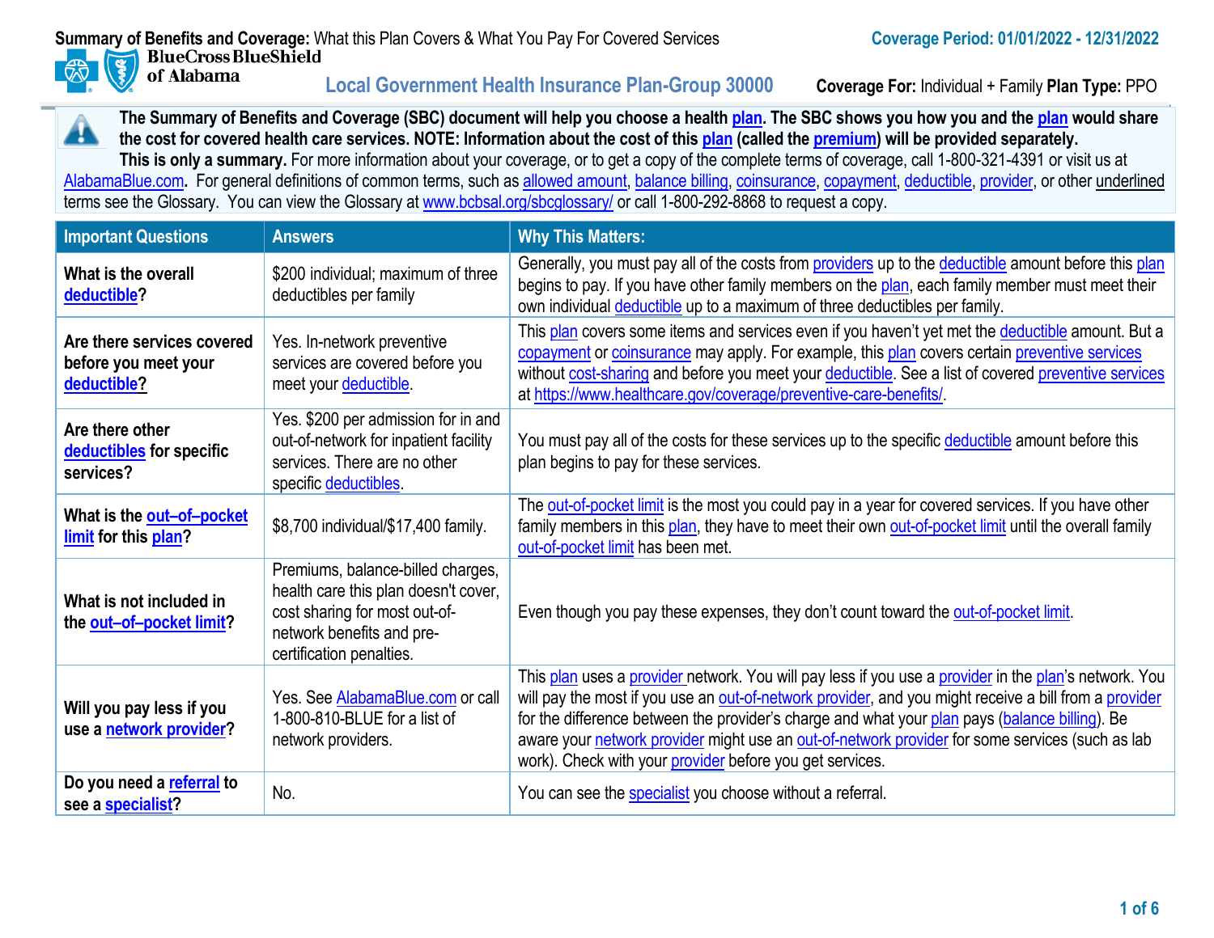**Summary of Benefits and Coverage:** What this Plan Covers & What You Pay For Covered Services

**Coverage Period: 01/01/2022 - 12/31/2022**

BlueCross BlueShield of Alabama

## Local Government Health Insurance Plan-Group 30000

**Coverage For:** Individual + Family **Plan Type:** PPO

**The Summary of Benefits and Coverage (SBC) document will help you choose a health plan. The SBC shows you how you and the plan would share the cost for covered health care services. NOTE: Information about the cost of this plan (called the premium) will be provided separately.**
**This is only a summary.** For more information about your coverage, or to get a copy of the complete terms of coverage, call 1-800-321-4391 or visit us at AlabamaBlue.com**.** For general definitions of common terms, such as allowed amount, balance billing, coinsurance, copayment, deductible, provider, or other underlined terms see the Glossary. You can view the Glossary at www.bcbsal.org/sbcglossary/ or call 1-800-292-8868 to request a copy.

| Important Questions | Answers | Why This Matters: |
|---|---|---|
| **What is the overall deductible?** | $200 individual; maximum of three deductibles per family | Generally, you must pay all of the costs from providers up to the deductible amount before this plan begins to pay. If you have other family members on the plan, each family member must meet their own individual deductible up to a maximum of three deductibles per family. |
| **Are there services covered before you meet your deductible?** | Yes. In-network preventive services are covered before you meet your deductible. | This plan covers some items and services even if you haven't yet met the deductible amount. But a copayment or coinsurance may apply. For example, this plan covers certain preventive services without cost-sharing and before you meet your deductible. See a list of covered preventive services at https://www.healthcare.gov/coverage/preventive-care-benefits/. |
| **Are there other deductibles for specific services?** | Yes. $200 per admission for in and out-of-network for inpatient facility services. There are no other specific deductibles. | You must pay all of the costs for these services up to the specific deductible amount before this plan begins to pay for these services. |
| **What is the out–of–pocket limit for this plan?** | $8,700 individual/$17,400 family. | The out-of-pocket limit is the most you could pay in a year for covered services. If you have other family members in this plan, they have to meet their own out-of-pocket limit until the overall family out-of-pocket limit has been met. |
| **What is not included in the out–of–pocket limit?** | Premiums, balance-billed charges, health care this plan doesn't cover, cost sharing for most out-of-network benefits and pre-certification penalties. | Even though you pay these expenses, they don't count toward the out-of-pocket limit. |
| **Will you pay less if you use a network provider?** | Yes. See AlabamaBlue.com or call 1-800-810-BLUE for a list of network providers. | This plan uses a provider network. You will pay less if you use a provider in the plan's network. You will pay the most if you use an out-of-network provider, and you might receive a bill from a provider for the difference between the provider's charge and what your plan pays (balance billing). Be aware your network provider might use an out-of-network provider for some services (such as lab work). Check with your provider before you get services. |
| **Do you need a referral to see a specialist?** | No. | You can see the specialist you choose without a referral. |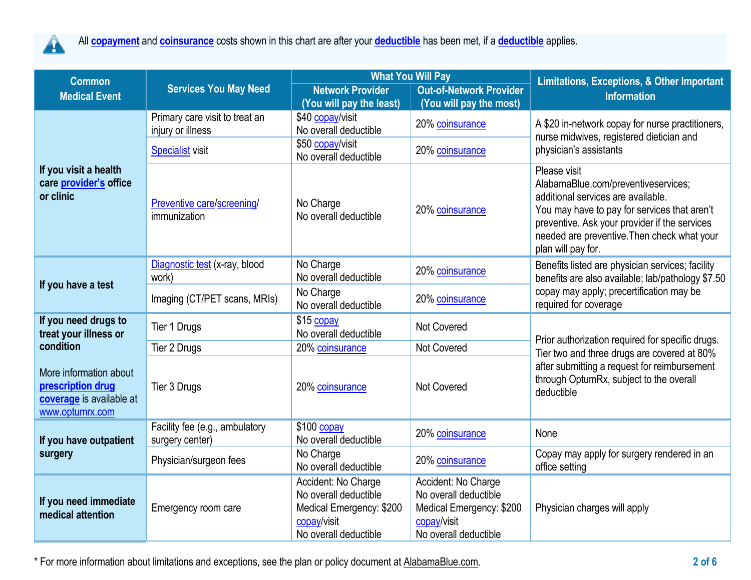All **copayment** and **coinsurance** costs shown in this chart are after your **deductible** has been met, if a **deductible** applies.

| Common Medical Event | Services You May Need | What You Will Pay | | Limitations, Exceptions, & Other Important Information |
|---|---|---|---|---|
| | | Network Provider (You will pay the least) | Out-of-Network Provider (You will pay the most) | |
| **If you visit a health care provider's office or clinic** | Primary care visit to treat an injury or illness | $40 copay/visit<br>No overall deductible | 20% coinsurance | A $20 in-network copay for nurse practitioners, nurse midwives, registered dietician and physician's assistants |
| | Specialist visit | $50 copay/visit<br>No overall deductible | 20% coinsurance | |
| | Preventive care/screening/ immunization | No Charge<br>No overall deductible | 20% coinsurance | Please visit AlabamaBlue.com/preventiveservices; additional services are available.<br>You may have to pay for services that aren't preventive. Ask your provider if the services needed are preventive.Then check what your plan will pay for. |
| **If you have a test** | Diagnostic test (x-ray, blood work) | No Charge<br>No overall deductible | 20% coinsurance | Benefits listed are physician services; facility benefits are also available; lab/pathology $7.50 copay may apply; precertification may be required for coverage |
| | Imaging (CT/PET scans, MRIs) | No Charge<br>No overall deductible | 20% coinsurance | |
| **If you need drugs to treat your illness or condition**<br><br>More information about **prescription drug coverage** is available at www.optumrx.com | Tier 1 Drugs | $15 copay<br>No overall deductible | Not Covered | Prior authorization required for specific drugs. Tier two and three drugs are covered at 80% after submitting a request for reimbursement through OptumRx, subject to the overall deductible |
| | Tier 2 Drugs | 20% coinsurance | Not Covered | |
| | Tier 3 Drugs | 20% coinsurance | Not Covered | |
| **If you have outpatient surgery** | Facility fee (e.g., ambulatory surgery center) | $100 copay<br>No overall deductible | 20% coinsurance | None |
| | Physician/surgeon fees | No Charge<br>No overall deductible | 20% coinsurance | Copay may apply for surgery rendered in an office setting |
| **If you need immediate medical attention** | Emergency room care | Accident: No Charge<br>No overall deductible<br>Medical Emergency: $200 copay/visit<br>No overall deductible | Accident: No Charge<br>No overall deductible<br>Medical Emergency: $200 copay/visit<br>No overall deductible | Physician charges will apply |

* For more information about limitations and exceptions, see the plan or policy document at AlabamaBlue.com.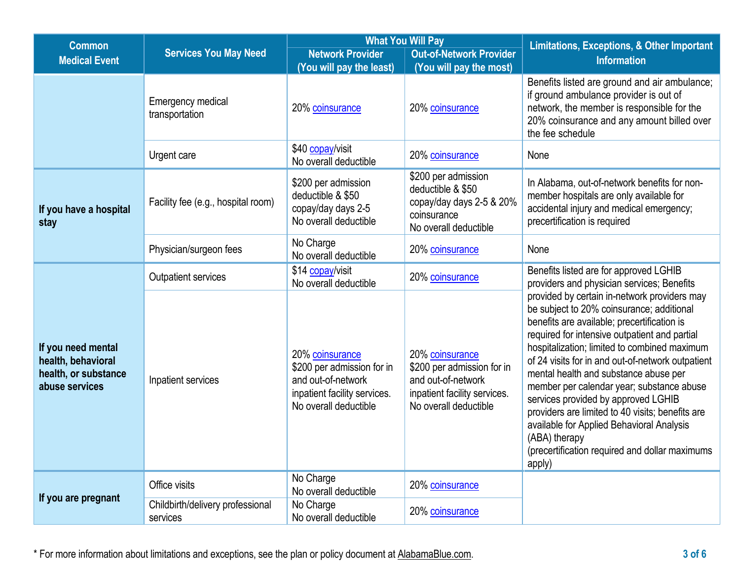| Common Medical Event | Services You May Need | What You Will Pay | | Limitations, Exceptions, & Other Important Information |
|---|---|---|---|---|
| | | Network Provider (You will pay the least) | Out-of-Network Provider (You will pay the most) | |
| | Emergency medical transportation | 20% coinsurance | 20% coinsurance | Benefits listed are ground and air ambulance; if ground ambulance provider is out of network, the member is responsible for the 20% coinsurance and any amount billed over the fee schedule |
| | Urgent care | $40 copay/visit<br>No overall deductible | 20% coinsurance | None |
| **If you have a hospital stay** | Facility fee (e.g., hospital room) | $200 per admission deductible & $50 copay/day days 2-5<br>No overall deductible | $200 per admission deductible & $50 copay/day days 2-5 & 20% coinsurance<br>No overall deductible | In Alabama, out-of-network benefits for non-member hospitals are only available for accidental injury and medical emergency; precertification is required |
| | Physician/surgeon fees | No Charge<br>No overall deductible | 20% coinsurance | None |
| **If you need mental health, behavioral health, or substance abuse services** | Outpatient services | $14 copay/visit<br>No overall deductible | 20% coinsurance | Benefits listed are for approved LGHIB providers and physician services; Benefits provided by certain in-network providers may be subject to 20% coinsurance; additional benefits are available; precertification is required for intensive outpatient and partial hospitalization; limited to combined maximum of 24 visits for in and out-of-network outpatient mental health and substance abuse per member per calendar year; substance abuse services provided by approved LGHIB providers are limited to 40 visits; benefits are available for Applied Behavioral Analysis (ABA) therapy<br>(precertification required and dollar maximums apply) |
| | Inpatient services | 20% coinsurance<br>$200 per admission for in and out-of-network inpatient facility services.<br>No overall deductible | 20% coinsurance<br>$200 per admission for in and out-of-network inpatient facility services.<br>No overall deductible | |
| **If you are pregnant** | Office visits | No Charge<br>No overall deductible | 20% coinsurance | |
| | Childbirth/delivery professional services | No Charge<br>No overall deductible | 20% coinsurance | |

* For more information about limitations and exceptions, see the plan or policy document at AlabamaBlue.com.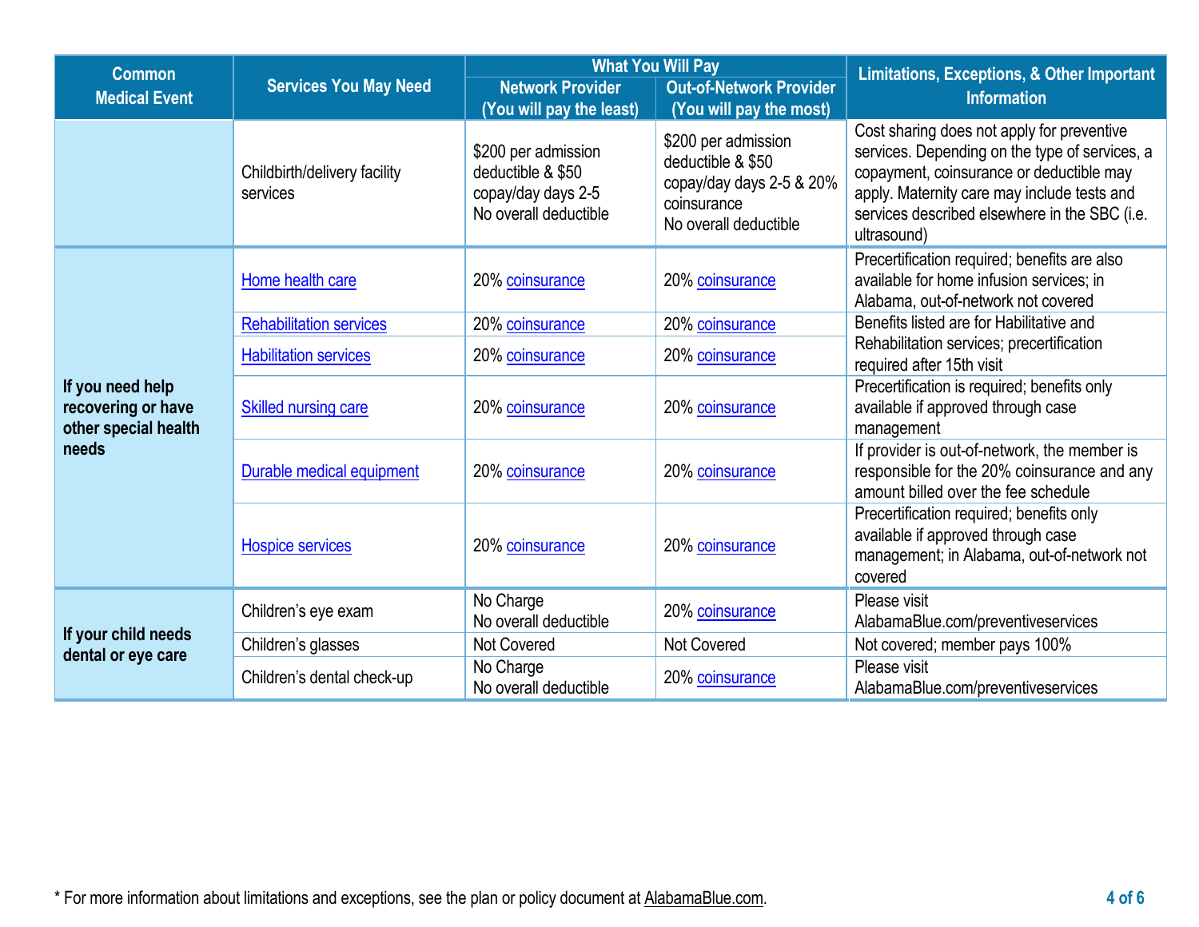| Common Medical Event | Services You May Need | What You Will Pay | | Limitations, Exceptions, & Other Important Information |
|---|---|---|---|---|
| | | Network Provider (You will pay the least) | Out-of-Network Provider (You will pay the most) | |
| | Childbirth/delivery facility services | $200 per admission deductible & $50 copay/day days 2-5 No overall deductible | $200 per admission deductible & $50 copay/day days 2-5 & 20% coinsurance No overall deductible | Cost sharing does not apply for preventive services. Depending on the type of services, a copayment, coinsurance or deductible may apply. Maternity care may include tests and services described elsewhere in the SBC (i.e. ultrasound) |
| **If you need help recovering or have other special health needs** | Home health care | 20% coinsurance | 20% coinsurance | Precertification required; benefits are also available for home infusion services; in Alabama, out-of-network not covered |
| | Rehabilitation services | 20% coinsurance | 20% coinsurance | Benefits listed are for Habilitative and Rehabilitation services; precertification required after 15th visit |
| | Habilitation services | 20% coinsurance | 20% coinsurance | |
| | Skilled nursing care | 20% coinsurance | 20% coinsurance | Precertification is required; benefits only available if approved through case management |
| | Durable medical equipment | 20% coinsurance | 20% coinsurance | If provider is out-of-network, the member is responsible for the 20% coinsurance and any amount billed over the fee schedule |
| | Hospice services | 20% coinsurance | 20% coinsurance | Precertification required; benefits only available if approved through case management; in Alabama, out-of-network not covered |
| **If your child needs dental or eye care** | Children's eye exam | No Charge No overall deductible | 20% coinsurance | Please visit AlabamaBlue.com/preventiveservices |
| | Children's glasses | Not Covered | Not Covered | Not covered; member pays 100% |
| | Children's dental check-up | No Charge No overall deductible | 20% coinsurance | Please visit AlabamaBlue.com/preventiveservices |

* For more information about limitations and exceptions, see the plan or policy document at AlabamaBlue.com.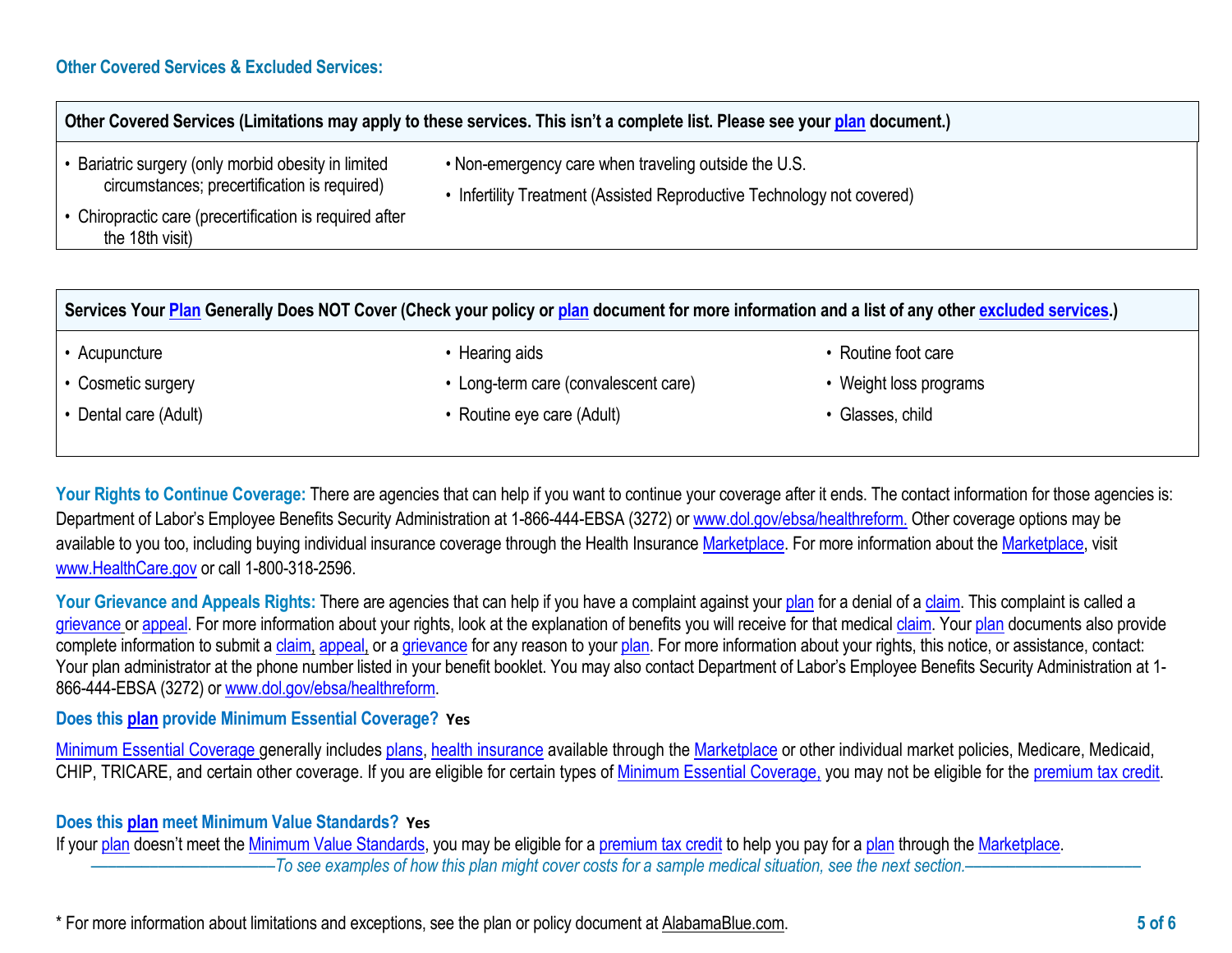## Other Covered Services & Excluded Services:

| Other Covered Services (Limitations may apply to these services. This isn't a complete list. Please see your plan document.) | |
|---|---|
| • Bariatric surgery (only morbid obesity in limited circumstances; precertification is required)<br>• Chiropractic care (precertification is required after the 18th visit) | • Non-emergency care when traveling outside the U.S.<br>• Infertility Treatment (Assisted Reproductive Technology not covered) |

| Services Your Plan Generally Does NOT Cover (Check your policy or plan document for more information and a list of any other excluded services.) | | |
|---|---|---|
| • Acupuncture<br>• Cosmetic surgery<br>• Dental care (Adult) | • Hearing aids<br>• Long-term care (convalescent care)<br>• Routine eye care (Adult) | • Routine foot care<br>• Weight loss programs<br>• Glasses, child |

**Your Rights to Continue Coverage:** There are agencies that can help if you want to continue your coverage after it ends. The contact information for those agencies is: Department of Labor's Employee Benefits Security Administration at 1-866-444-EBSA (3272) or www.dol.gov/ebsa/healthreform. Other coverage options may be available to you too, including buying individual insurance coverage through the Health Insurance Marketplace. For more information about the Marketplace, visit www.HealthCare.gov or call 1-800-318-2596.

**Your Grievance and Appeals Rights:** There are agencies that can help if you have a complaint against your plan for a denial of a claim. This complaint is called a grievance or appeal. For more information about your rights, look at the explanation of benefits you will receive for that medical claim. Your plan documents also provide complete information to submit a claim, appeal, or a grievance for any reason to your plan. For more information about your rights, this notice, or assistance, contact: Your plan administrator at the phone number listed in your benefit booklet. You may also contact Department of Labor's Employee Benefits Security Administration at 1-866-444-EBSA (3272) or www.dol.gov/ebsa/healthreform.

**Does this plan provide Minimum Essential Coverage? Yes**

Minimum Essential Coverage generally includes plans, health insurance available through the Marketplace or other individual market policies, Medicare, Medicaid, CHIP, TRICARE, and certain other coverage. If you are eligible for certain types of Minimum Essential Coverage, you may not be eligible for the premium tax credit.

**Does this plan meet Minimum Value Standards? Yes**

If your plan doesn't meet the Minimum Value Standards, you may be eligible for a premium tax credit to help you pay for a plan through the Marketplace.

*——————————To see examples of how this plan might cover costs for a sample medical situation, see the next section.——————————*

\* For more information about limitations and exceptions, see the plan or policy document at AlabamaBlue.com.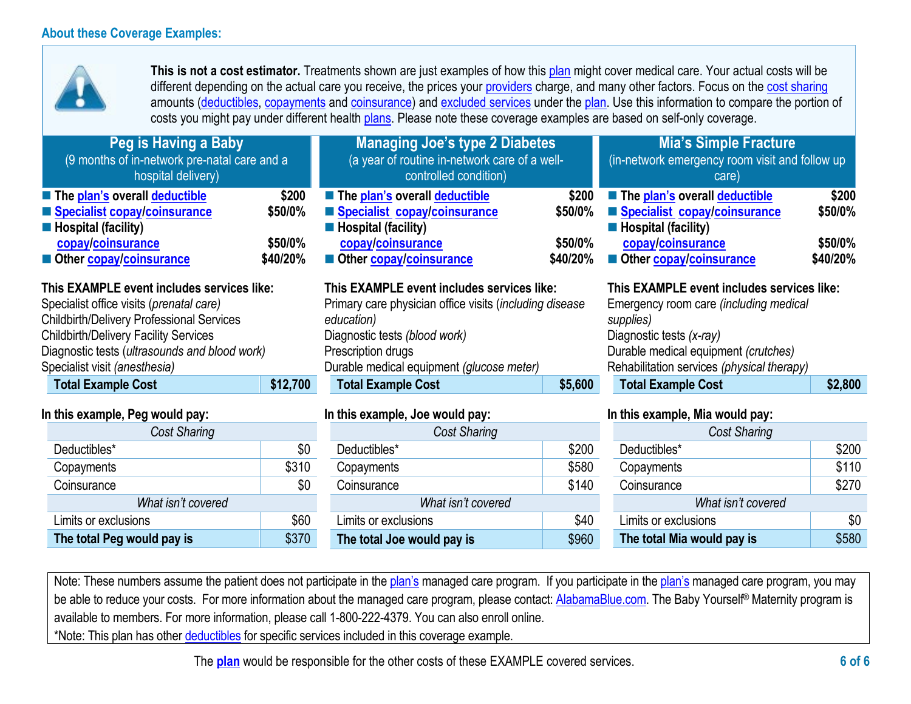## About these Coverage Examples:

**This is not a cost estimator.** Treatments shown are just examples of how this plan might cover medical care. Your actual costs will be different depending on the actual care you receive, the prices your providers charge, and many other factors. Focus on the cost sharing amounts (deductibles, copayments and coinsurance) and excluded services under the plan. Use this information to compare the portion of costs you might pay under different health plans. Please note these coverage examples are based on self-only coverage.

### Peg is Having a Baby
(9 months of in-network pre-natal care and a hospital delivery)

| | |
|---|---|
| The plan's overall deductible | $200 |
| Specialist copay/coinsurance | $50/0% |
| Hospital (facility) copay/coinsurance | $50/0% |
| Other copay/coinsurance | $40/20% |

**This EXAMPLE event includes services like:**
Specialist office visits (*prenatal care)*
Childbirth/Delivery Professional Services
Childbirth/Delivery Facility Services
Diagnostic tests (*ultrasounds and blood work)*
Specialist visit (*anesthesia)*

| **Total Example Cost** | **$12,700** |
|---|---|

**In this example, Peg would pay:**

| *Cost Sharing* | |
|---|---|
| Deductibles* | $0 |
| Copayments | $310 |
| Coinsurance | $0 |
| *What isn't covered* | |
| Limits or exclusions | $60 |
| **The total Peg would pay is** | $370 |

### Managing Joe's type 2 Diabetes
(a year of routine in-network care of a well-controlled condition)

| | |
|---|---|
| The plan's overall deductible | $200 |
| Specialist copay/coinsurance | $50/0% |
| Hospital (facility) copay/coinsurance | $50/0% |
| Other copay/coinsurance | $40/20% |

**This EXAMPLE event includes services like:**
Primary care physician office visits (*including disease education)*
Diagnostic tests *(blood work)*
Prescription drugs
Durable medical equipment *(glucose meter)*

| **Total Example Cost** | **$5,600** |
|---|---|

**In this example, Joe would pay:**

| *Cost Sharing* | |
|---|---|
| Deductibles* | $200 |
| Copayments | $580 |
| Coinsurance | $140 |
| *What isn't covered* | |
| Limits or exclusions | $40 |
| **The total Joe would pay is** | $960 |

### Mia's Simple Fracture
(in-network emergency room visit and follow up care)

| | |
|---|---|
| The plan's overall deductible | $200 |
| Specialist copay/coinsurance | $50/0% |
| Hospital (facility) copay/coinsurance | $50/0% |
| Other copay/coinsurance | $40/20% |

**This EXAMPLE event includes services like:**
Emergency room care *(including medical supplies)*
Diagnostic tests *(x-ray)*
Durable medical equipment *(crutches)*
Rehabilitation services *(physical therapy)*

| **Total Example Cost** | **$2,800** |
|---|---|

**In this example, Mia would pay:**

| *Cost Sharing* | |
|---|---|
| Deductibles* | $200 |
| Copayments | $110 |
| Coinsurance | $270 |
| *What isn't covered* | |
| Limits or exclusions | $0 |
| **The total Mia would pay is** | $580 |

Note: These numbers assume the patient does not participate in the plan's managed care program. If you participate in the plan's managed care program, you may be able to reduce your costs. For more information about the managed care program, please contact: AlabamaBlue.com. The Baby Yourself® Maternity program is available to members. For more information, please call 1-800-222-4379. You can also enroll online.
*Note: This plan has other deductibles for specific services included in this coverage example.

The **plan** would be responsible for the other costs of these EXAMPLE covered services.